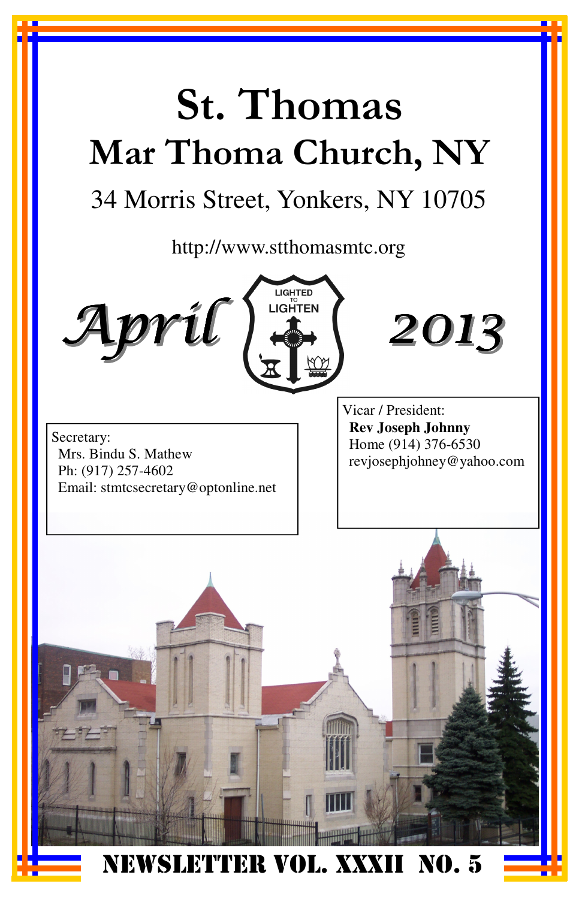# St. Thomas

## Mar Thoma Church, NY

34 Morris Street, Yonkers, NY 10705

http://www.stthomasmtc.org

# April 2013

LIGHTED TO LIGHTEN

Secretary:
Mrs. Bindu S. Mathew
Ph: (917) 257-4602
Email: stmtcsecretary@optonline.net

Vicar / President:
**Rev Joseph Johnny**
Home (914) 376-6530
revjosephjohney@yahoo.com

**NEWSLETTER VOL. XXXII NO. 5**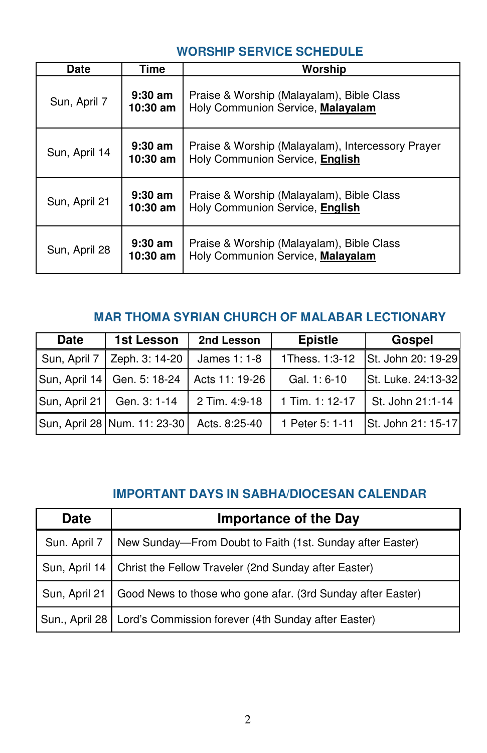## WORSHIP SERVICE SCHEDULE

| Date | Time | Worship |
|---|---|---|
| Sun, April 7 | **9:30 am**<br>**10:30 am** | Praise & Worship (Malayalam), Bible Class<br>Holy Communion Service, **Malayalam** |
| Sun, April 14 | **9:30 am**<br>**10:30 am** | Praise & Worship (Malayalam), Intercessory Prayer<br>Holy Communion Service, **English** |
| Sun, April 21 | **9:30 am**<br>**10:30 am** | Praise & Worship (Malayalam), Bible Class<br>Holy Communion Service, **English** |
| Sun, April 28 | **9:30 am**<br>**10:30 am** | Praise & Worship (Malayalam), Bible Class<br>Holy Communion Service, **Malayalam** |

## MAR THOMA SYRIAN CHURCH OF MALABAR LECTIONARY

| Date | 1st Lesson | 2nd Lesson | Epistle | Gospel |
|---|---|---|---|---|
| Sun, April 7 | Zeph. 3: 14-20 | James 1: 1-8 | 1Thess. 1:3-12 | St. John 20: 19-29 |
| Sun, April 14 | Gen. 5: 18-24 | Acts 11: 19-26 | Gal. 1: 6-10 | St. Luke. 24:13-32 |
| Sun, April 21 | Gen. 3: 1-14 | 2 Tim. 4:9-18 | 1 Tim. 1: 12-17 | St. John 21:1-14 |
| Sun, April 28 | Num. 11: 23-30 | Acts. 8:25-40 | 1 Peter 5: 1-11 | St. John 21: 15-17 |

## IMPORTANT DAYS IN SABHA/DIOCESAN CALENDAR

| Date | Importance of the Day |
|---|---|
| Sun. April 7 | New Sunday—From Doubt to Faith (1st. Sunday after Easter) |
| Sun, April 14 | Christ the Fellow Traveler (2nd Sunday after Easter) |
| Sun, April 21 | Good News to those who gone afar. (3rd Sunday after Easter) |
| Sun., April 28 | Lord's Commission forever (4th Sunday after Easter) |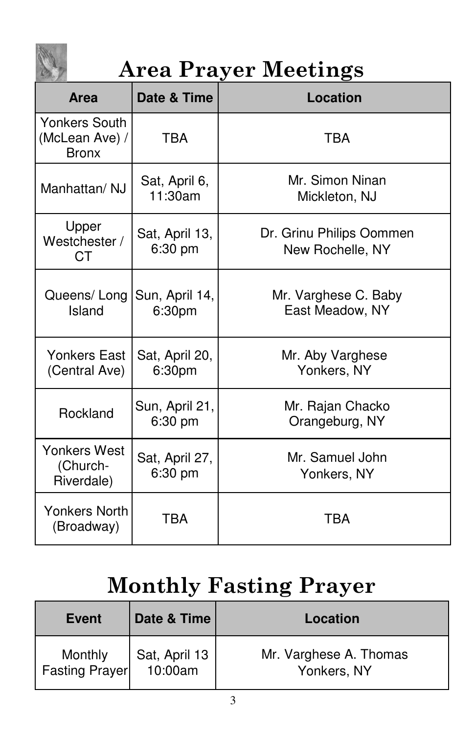# Area Prayer Meetings

| Area | Date & Time | Location |
| --- | --- | --- |
| Yonkers South (McLean Ave) / Bronx | TBA | TBA |
| Manhattan/ NJ | Sat, April 6, 11:30am | Mr. Simon Ninan Mickleton, NJ |
| Upper Westchester / CT | Sat, April 13, 6:30 pm | Dr. Grinu Philips Oommen New Rochelle, NY |
| Queens/ Long Island | Sun, April 14, 6:30pm | Mr. Varghese C. Baby East Meadow, NY |
| Yonkers East (Central Ave) | Sat, April 20, 6:30pm | Mr. Aby Varghese Yonkers, NY |
| Rockland | Sun, April 21, 6:30 pm | Mr. Rajan Chacko Orangeburg, NY |
| Yonkers West (Church-Riverdale) | Sat, April 27, 6:30 pm | Mr. Samuel John Yonkers, NY |
| Yonkers North (Broadway) | TBA | TBA |

# Monthly Fasting Prayer

| Event | Date & Time | Location |
| --- | --- | --- |
| Monthly Fasting Prayer | Sat, April 13 10:00am | Mr. Varghese A. Thomas Yonkers, NY |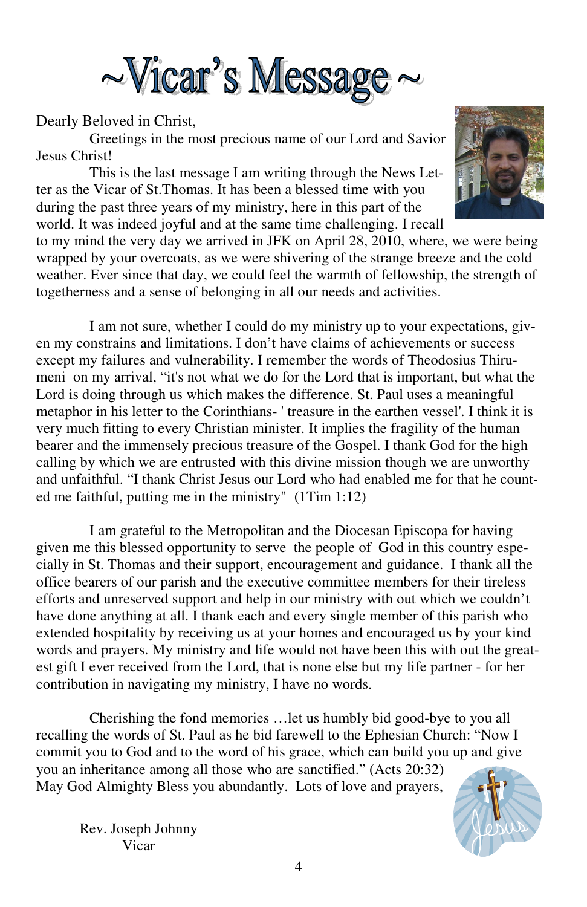# ~Vicar's Message ~

Dearly Beloved in Christ,

Greetings in the most precious name of our Lord and Savior Jesus Christ!

This is the last message I am writing through the News Letter as the Vicar of St.Thomas. It has been a blessed time with you during the past three years of my ministry, here in this part of the world. It was indeed joyful and at the same time challenging. I recall to my mind the very day we arrived in JFK on April 28, 2010, where, we were being wrapped by your overcoats, as we were shivering of the strange breeze and the cold weather. Ever since that day, we could feel the warmth of fellowship, the strength of togetherness and a sense of belonging in all our needs and activities.

I am not sure, whether I could do my ministry up to your expectations, given my constrains and limitations. I don't have claims of achievements or success except my failures and vulnerability. I remember the words of Theodosius Thirumeni on my arrival, "it's not what we do for the Lord that is important, but what the Lord is doing through us which makes the difference. St. Paul uses a meaningful metaphor in his letter to the Corinthians- ' treasure in the earthen vessel'. I think it is very much fitting to every Christian minister. It implies the fragility of the human bearer and the immensely precious treasure of the Gospel. I thank God for the high calling by which we are entrusted with this divine mission though we are unworthy and unfaithful. "I thank Christ Jesus our Lord who had enabled me for that he counted me faithful, putting me in the ministry" (1Tim 1:12)

I am grateful to the Metropolitan and the Diocesan Episcopa for having given me this blessed opportunity to serve the people of God in this country especially in St. Thomas and their support, encouragement and guidance. I thank all the office bearers of our parish and the executive committee members for their tireless efforts and unreserved support and help in our ministry with out which we couldn't have done anything at all. I thank each and every single member of this parish who extended hospitality by receiving us at your homes and encouraged us by your kind words and prayers. My ministry and life would not have been this with out the greatest gift I ever received from the Lord, that is none else but my life partner - for her contribution in navigating my ministry, I have no words.

Cherishing the fond memories …let us humbly bid good-bye to you all recalling the words of St. Paul as he bid farewell to the Ephesian Church: "Now I commit you to God and to the word of his grace, which can build you up and give you an inheritance among all those who are sanctified." (Acts 20:32) May God Almighty Bless you abundantly. Lots of love and prayers,

Rev. Joseph Johnny
Vicar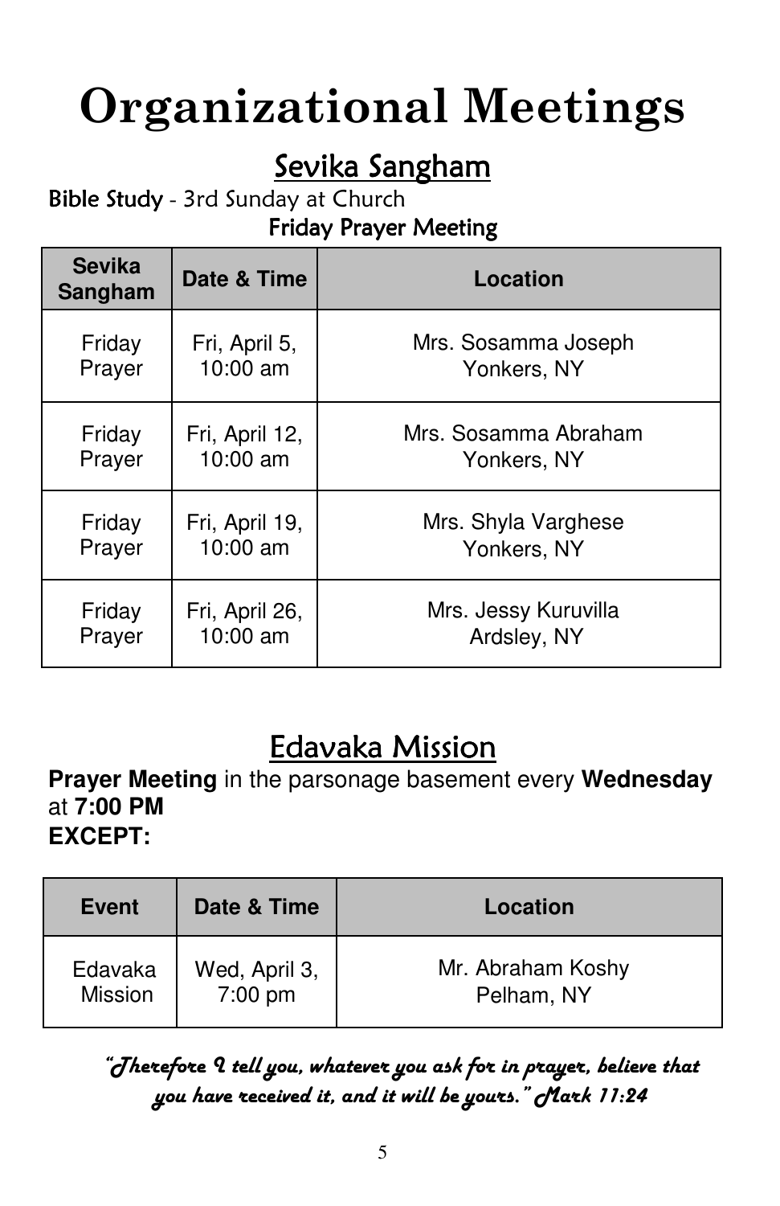# Organizational Meetings

## Sevika Sangham

**Bible Study** - 3rd Sunday at Church

**Friday Prayer Meeting**

| Sevika Sangham | Date & Time | Location |
| --- | --- | --- |
| Friday Prayer | Fri, April 5, 10:00 am | Mrs. Sosamma Joseph Yonkers, NY |
| Friday Prayer | Fri, April 12, 10:00 am | Mrs. Sosamma Abraham Yonkers, NY |
| Friday Prayer | Fri, April 19, 10:00 am | Mrs. Shyla Varghese Yonkers, NY |
| Friday Prayer | Fri, April 26, 10:00 am | Mrs. Jessy Kuruvilla Ardsley, NY |

## Edavaka Mission

**Prayer Meeting** in the parsonage basement every **Wednesday** at **7:00 PM**

**EXCEPT:**

| Event | Date & Time | Location |
| --- | --- | --- |
| Edavaka Mission | Wed, April 3, 7:00 pm | Mr. Abraham Koshy Pelham, NY |

***"Therefore I tell you, whatever you ask for in prayer, believe that you have received it, and it will be yours." Mark 11:24***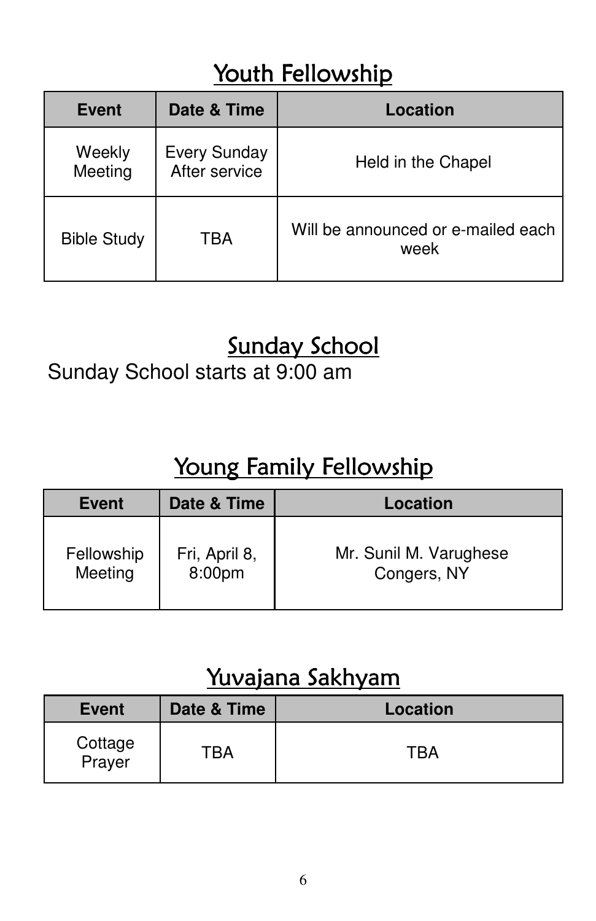## Youth Fellowship

| Event | Date & Time | Location |
| --- | --- | --- |
| Weekly Meeting | Every Sunday After service | Held in the Chapel |
| Bible Study | TBA | Will be announced or e-mailed each week |

## Sunday School

Sunday School starts at 9:00 am

## Young Family Fellowship

| Event | Date & Time | Location |
| --- | --- | --- |
| Fellowship Meeting | Fri, April 8, 8:00pm | Mr. Sunil M. Varughese Congers, NY |

## Yuvajana Sakhyam

| Event | Date & Time | Location |
| --- | --- | --- |
| Cottage Prayer | TBA | TBA |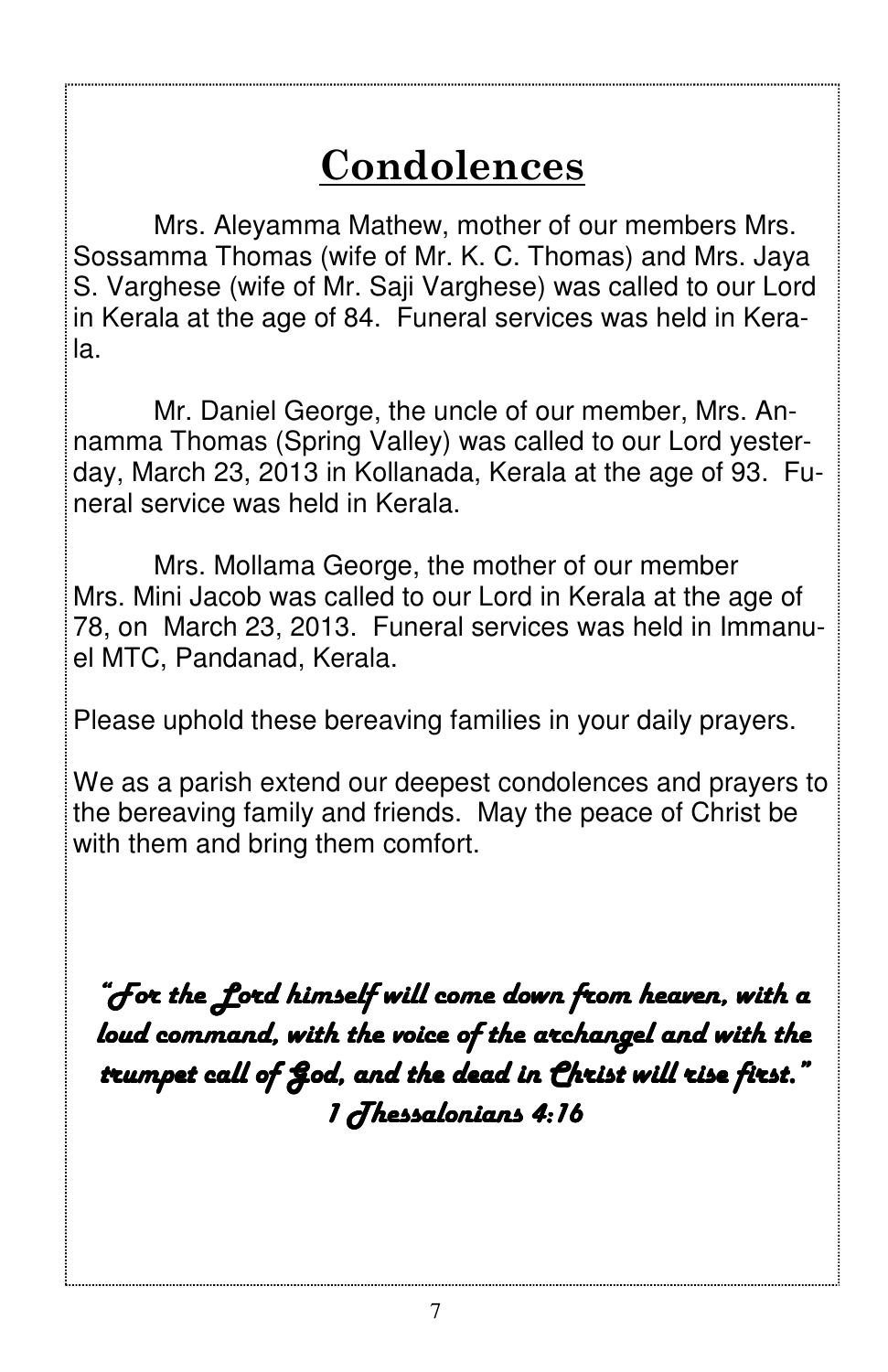# Condolences

Mrs. Aleyamma Mathew, mother of our members Mrs. Sossamma Thomas (wife of Mr. K. C. Thomas) and Mrs. Jaya S. Varghese (wife of Mr. Saji Varghese) was called to our Lord in Kerala at the age of 84. Funeral services was held in Kerala.

Mr. Daniel George, the uncle of our member, Mrs. Annamma Thomas (Spring Valley) was called to our Lord yesterday, March 23, 2013 in Kollanada, Kerala at the age of 93. Funeral service was held in Kerala.

Mrs. Mollama George, the mother of our member Mrs. Mini Jacob was called to our Lord in Kerala at the age of 78, on March 23, 2013. Funeral services was held in Immanuel MTC, Pandanad, Kerala.

Please uphold these bereaving families in your daily prayers.

We as a parish extend our deepest condolences and prayers to the bereaving family and friends. May the peace of Christ be with them and bring them comfort.

***"For the Lord himself will come down from heaven, with a loud command, with the voice of the archangel and with the trumpet call of God, and the dead in Christ will rise first."***
***1 Thessalonians 4:16***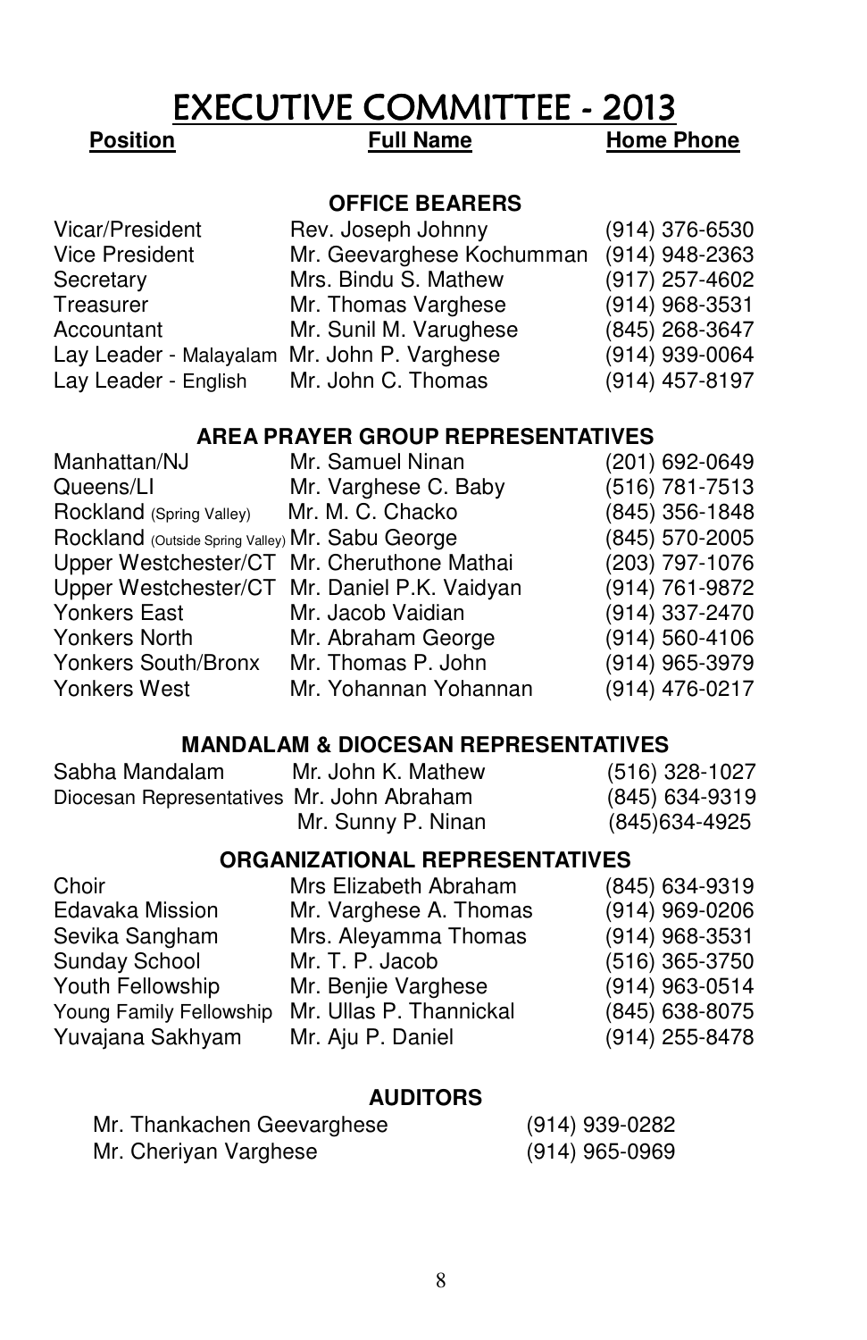# EXECUTIVE COMMITTEE - 2013

| Position | Full Name | Home Phone |
|---|---|---|
| **OFFICE BEARERS** | | |
| Vicar/President | Rev. Joseph Johnny | (914) 376-6530 |
| Vice President | Mr. Geevarghese Kochumman | (914) 948-2363 |
| Secretary | Mrs. Bindu S. Mathew | (917) 257-4602 |
| Treasurer | Mr. Thomas Varghese | (914) 968-3531 |
| Accountant | Mr. Sunil M. Varughese | (845) 268-3647 |
| Lay Leader - Malayalam | Mr. John P. Varghese | (914) 939-0064 |
| Lay Leader - English | Mr. John C. Thomas | (914) 457-8197 |
| **AREA PRAYER GROUP REPRESENTATIVES** | | |
| Manhattan/NJ | Mr. Samuel Ninan | (201) 692-0649 |
| Queens/LI | Mr. Varghese C. Baby | (516) 781-7513 |
| Rockland (Spring Valley) | Mr. M. C. Chacko | (845) 356-1848 |
| Rockland (Outside Spring Valley) | Mr. Sabu George | (845) 570-2005 |
| Upper Westchester/CT | Mr. Cheruthone Mathai | (203) 797-1076 |
| Upper Westchester/CT | Mr. Daniel P.K. Vaidyan | (914) 761-9872 |
| Yonkers East | Mr. Jacob Vaidian | (914) 337-2470 |
| Yonkers North | Mr. Abraham George | (914) 560-4106 |
| Yonkers South/Bronx | Mr. Thomas P. John | (914) 965-3979 |
| Yonkers West | Mr. Yohannan Yohannan | (914) 476-0217 |
| **MANDALAM & DIOCESAN REPRESENTATIVES** | | |
| Sabha Mandalam | Mr. John K. Mathew | (516) 328-1027 |
| Diocesan Representatives | Mr. John Abraham | (845) 634-9319 |
| | Mr. Sunny P. Ninan | (845)634-4925 |
| **ORGANIZATIONAL REPRESENTATIVES** | | |
| Choir | Mrs Elizabeth Abraham | (845) 634-9319 |
| Edavaka Mission | Mr. Varghese A. Thomas | (914) 969-0206 |
| Sevika Sangham | Mrs. Aleyamma Thomas | (914) 968-3531 |
| Sunday School | Mr. T. P. Jacob | (516) 365-3750 |
| Youth Fellowship | Mr. Benjie Varghese | (914) 963-0514 |
| Young Family Fellowship | Mr. Ullas P. Thannickal | (845) 638-8075 |
| Yuvajana Sakhyam | Mr. Aju P. Daniel | (914) 255-8478 |
| **AUDITORS** | | |
| | Mr. Thankachen Geevarghese | (914) 939-0282 |
| | Mr. Cheriyan Varghese | (914) 965-0969 |